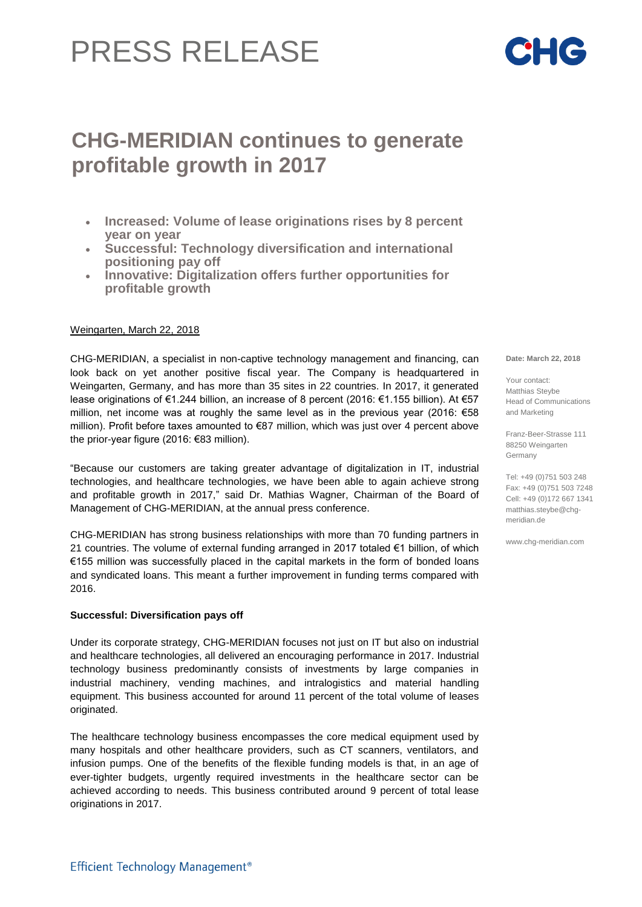# PRESS RELEASE

## CHG-MERIDIAN continues to generate profitable growth in 2017

- **Increased: Volume of lease originations rises by 8 percent year on year**
- **Successful: Technology diversification and international positioning pay off**
- **Innovative: Digitalization offers further opportunities for profitable growth**

Weingarten, March 22, 2018

CHG-MERIDIAN, a specialist in non-captive technology management and financing, can look back on yet another positive fiscal year. The Company is headquartered in Weingarten, Germany, and has more than 35 sites in 22 countries. In 2017, it generated lease originations of €1.244 billion, an increase of 8 percent (2016: €1.155 billion). At €57 million, net income was at roughly the same level as in the previous year (2016: €58 million). Profit before taxes amounted to €87 million, which was just over 4 percent above the prior-year figure (2016: €83 million).

"Because our customers are taking greater advantage of digitalization in IT, industrial technologies, and healthcare technologies, we have been able to again achieve strong and profitable growth in 2017," said Dr. Mathias Wagner, Chairman of the Board of Management of CHG-MERIDIAN, at the annual press conference.

CHG-MERIDIAN has strong business relationships with more than 70 funding partners in 21 countries. The volume of external funding arranged in 2017 totaled €1 billion, of which €155 million was successfully placed in the capital markets in the form of bonded loans and syndicated loans. This meant a further improvement in funding terms compared with 2016.

**Successful: Diversification pays off**

Under its corporate strategy, CHG-MERIDIAN focuses not just on IT but also on industrial and healthcare technologies, all delivered an encouraging performance in 2017. Industrial technology business predominantly consists of investments by large companies in industrial machinery, vending machines, and intralogistics and material handling equipment. This business accounted for around 11 percent of the total volume of leases originated.

The healthcare technology business encompasses the core medical equipment used by many hospitals and other healthcare providers, such as CT scanners, ventilators, and infusion pumps. One of the benefits of the flexible funding models is that, in an age of ever-tighter budgets, urgently required investments in the healthcare sector can be achieved according to needs. This business contributed around 9 percent of total lease originations in 2017.

**Date: March 22, 2018**

Your contact:
Matthias Steybe
Head of Communications and Marketing

Franz-Beer-Strasse 111
88250 Weingarten
Germany

Tel: +49 (0)751 503 248
Fax: +49 (0)751 503 7248
Cell: +49 (0)172 667 1341
matthias.steybe@chg-meridian.de

www.chg-meridian.com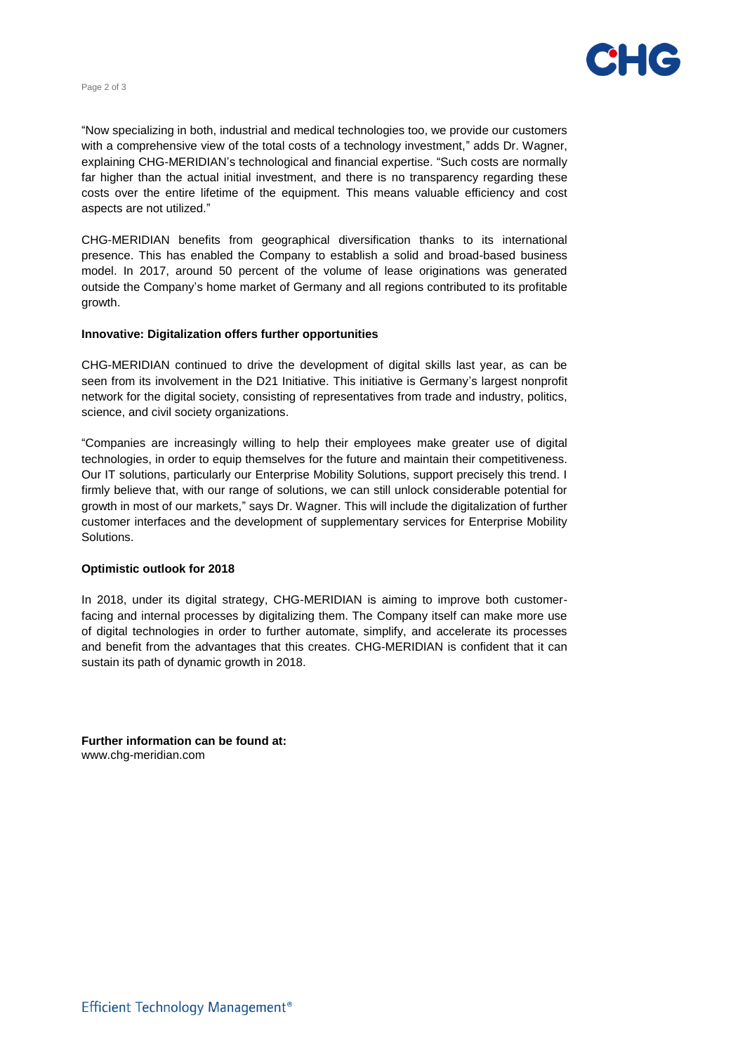"Now specializing in both, industrial and medical technologies too, we provide our customers with a comprehensive view of the total costs of a technology investment," adds Dr. Wagner, explaining CHG-MERIDIAN's technological and financial expertise. "Such costs are normally far higher than the actual initial investment, and there is no transparency regarding these costs over the entire lifetime of the equipment. This means valuable efficiency and cost aspects are not utilized."

CHG-MERIDIAN benefits from geographical diversification thanks to its international presence. This has enabled the Company to establish a solid and broad-based business model. In 2017, around 50 percent of the volume of lease originations was generated outside the Company's home market of Germany and all regions contributed to its profitable growth.

**Innovative: Digitalization offers further opportunities**

CHG-MERIDIAN continued to drive the development of digital skills last year, as can be seen from its involvement in the D21 Initiative. This initiative is Germany's largest nonprofit network for the digital society, consisting of representatives from trade and industry, politics, science, and civil society organizations.

"Companies are increasingly willing to help their employees make greater use of digital technologies, in order to equip themselves for the future and maintain their competitiveness. Our IT solutions, particularly our Enterprise Mobility Solutions, support precisely this trend. I firmly believe that, with our range of solutions, we can still unlock considerable potential for growth in most of our markets," says Dr. Wagner. This will include the digitalization of further customer interfaces and the development of supplementary services for Enterprise Mobility Solutions.

**Optimistic outlook for 2018**

In 2018, under its digital strategy, CHG-MERIDIAN is aiming to improve both customer-facing and internal processes by digitalizing them. The Company itself can make more use of digital technologies in order to further automate, simplify, and accelerate its processes and benefit from the advantages that this creates. CHG-MERIDIAN is confident that it can sustain its path of dynamic growth in 2018.

**Further information can be found at:**
www.chg-meridian.com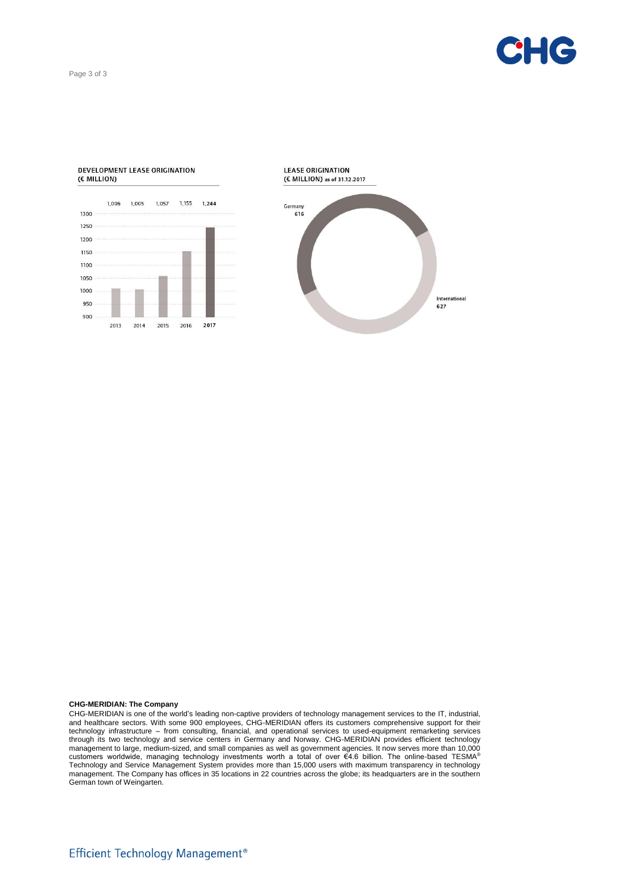DEVELOPMENT LEASE ORIGINATION
(€ MILLION)

1,006 1,005 1,057 1,155 1,244

1300
1250
1200
1150
1100
1050
1000
950
900

2013 2014 2015 2016 2017

LEASE ORIGINATION
(€ MILLION) as of 31.12.2017

Germany
616

International
627

**CHG-MERIDIAN: The Company**

CHG-MERIDIAN is one of the world's leading non-captive providers of technology management services to the IT, industrial, and healthcare sectors. With some 900 employees, CHG-MERIDIAN offers its customers comprehensive support for their technology infrastructure – from consulting, financial, and operational services to used-equipment remarketing services through its two technology and service centers in Germany and Norway. CHG-MERIDIAN provides efficient technology management to large, medium-sized, and small companies as well as government agencies. It now serves more than 10,000 customers worldwide, managing technology investments worth a total of over €4.6 billion. The online-based TESMA® Technology and Service Management System provides more than 15,000 users with maximum transparency in technology management. The Company has offices in 35 locations in 22 countries across the globe; its headquarters are in the southern German town of Weingarten.